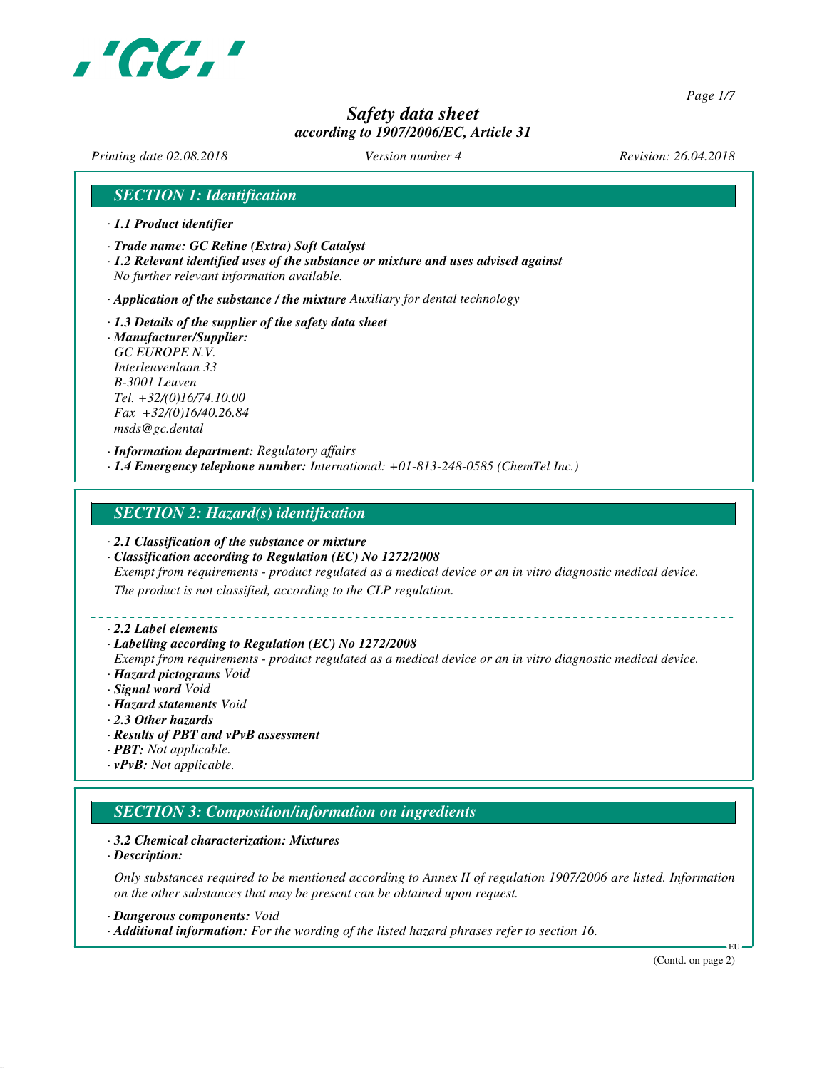# Safety data sheet

*according to 1907/2006/EC, Article 31*

*Printing date 02.08.2018* *Version number 4* *Revision: 26.04.2018*

## SECTION 1: Identification

· **1.1 Product identifier**

· **Trade name: GC Reline (Extra) Soft Catalyst**

· **1.2 Relevant identified uses of the substance or mixture and uses advised against**
No further relevant information available.

· **Application of the substance / the mixture** Auxiliary for dental technology

· **1.3 Details of the supplier of the safety data sheet**

· **Manufacturer/Supplier:**
GC EUROPE N.V.
Interleuvenlaan 33
B-3001 Leuven
Tel. +32/(0)16/74.10.00
Fax +32/(0)16/40.26.84
msds@gc.dental

· **Information department:** Regulatory affairs

· **1.4 Emergency telephone number:** International: +01-813-248-0585 (ChemTel Inc.)

## SECTION 2: Hazard(s) identification

· **2.1 Classification of the substance or mixture**

· **Classification according to Regulation (EC) No 1272/2008**
Exempt from requirements - product regulated as a medical device or an in vitro diagnostic medical device.
The product is not classified, according to the CLP regulation.

· **2.2 Label elements**

· **Labelling according to Regulation (EC) No 1272/2008**
Exempt from requirements - product regulated as a medical device or an in vitro diagnostic medical device.

· **Hazard pictograms** Void

· **Signal word** Void

· **Hazard statements** Void

· **2.3 Other hazards**

· **Results of PBT and vPvB assessment**

· **PBT:** Not applicable.

· **vPvB:** Not applicable.

## SECTION 3: Composition/information on ingredients

· **3.2 Chemical characterization: Mixtures**

· **Description:**

Only substances required to be mentioned according to Annex II of regulation 1907/2006 are listed. Information on the other substances that may be present can be obtained upon request.

· **Dangerous components:** Void

· **Additional information:** For the wording of the listed hazard phrases refer to section 16.

(Contd. on page 2)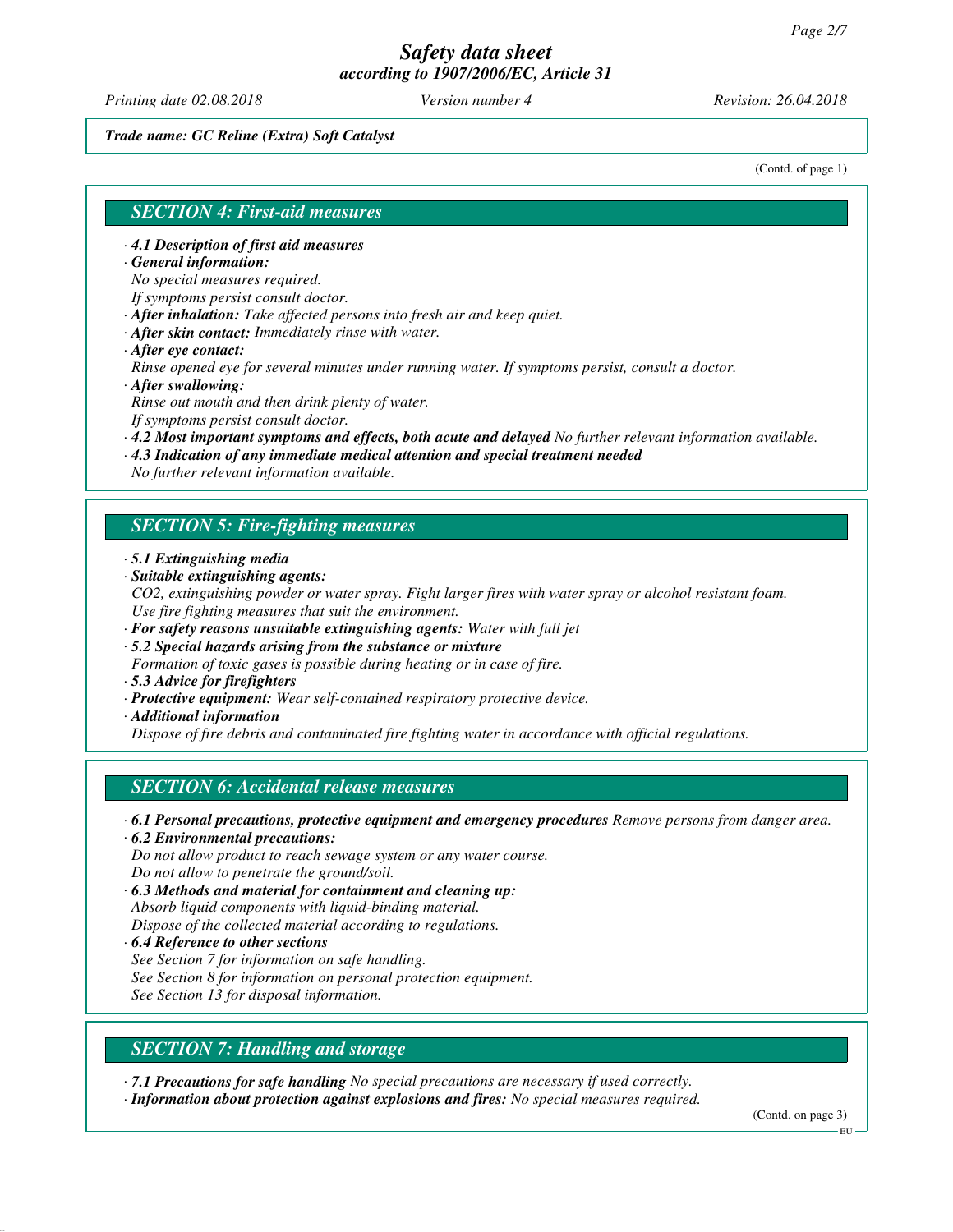*Trade name: GC Reline (Extra) Soft Catalyst*

(Contd. of page 1)

## *SECTION 4: First-aid measures*

· ***4.1 Description of first aid measures***
· ***General information:***
*No special measures required.*
*If symptoms persist consult doctor.*
· ***After inhalation:*** *Take affected persons into fresh air and keep quiet.*
· ***After skin contact:*** *Immediately rinse with water.*
· ***After eye contact:***
*Rinse opened eye for several minutes under running water. If symptoms persist, consult a doctor.*
· ***After swallowing:***
*Rinse out mouth and then drink plenty of water.*
*If symptoms persist consult doctor.*
· ***4.2 Most important symptoms and effects, both acute and delayed*** *No further relevant information available.*
· ***4.3 Indication of any immediate medical attention and special treatment needed***
*No further relevant information available.*

## *SECTION 5: Fire-fighting measures*

· ***5.1 Extinguishing media***
· ***Suitable extinguishing agents:***
*$CO_2$, extinguishing powder or water spray. Fight larger fires with water spray or alcohol resistant foam.*
*Use fire fighting measures that suit the environment.*
· ***For safety reasons unsuitable extinguishing agents:*** *Water with full jet*
· ***5.2 Special hazards arising from the substance or mixture***
*Formation of toxic gases is possible during heating or in case of fire.*
· ***5.3 Advice for firefighters***
· ***Protective equipment:*** *Wear self-contained respiratory protective device.*
· ***Additional information***
*Dispose of fire debris and contaminated fire fighting water in accordance with official regulations.*

## *SECTION 6: Accidental release measures*

· ***6.1 Personal precautions, protective equipment and emergency procedures*** *Remove persons from danger area.*
· ***6.2 Environmental precautions:***
*Do not allow product to reach sewage system or any water course.*
*Do not allow to penetrate the ground/soil.*
· ***6.3 Methods and material for containment and cleaning up:***
*Absorb liquid components with liquid-binding material.*
*Dispose of the collected material according to regulations.*
· ***6.4 Reference to other sections***
*See Section 7 for information on safe handling.*
*See Section 8 for information on personal protection equipment.*
*See Section 13 for disposal information.*

## *SECTION 7: Handling and storage*

· ***7.1 Precautions for safe handling*** *No special precautions are necessary if used correctly.*
· ***Information about protection against explosions and fires:*** *No special measures required.*

(Contd. on page 3)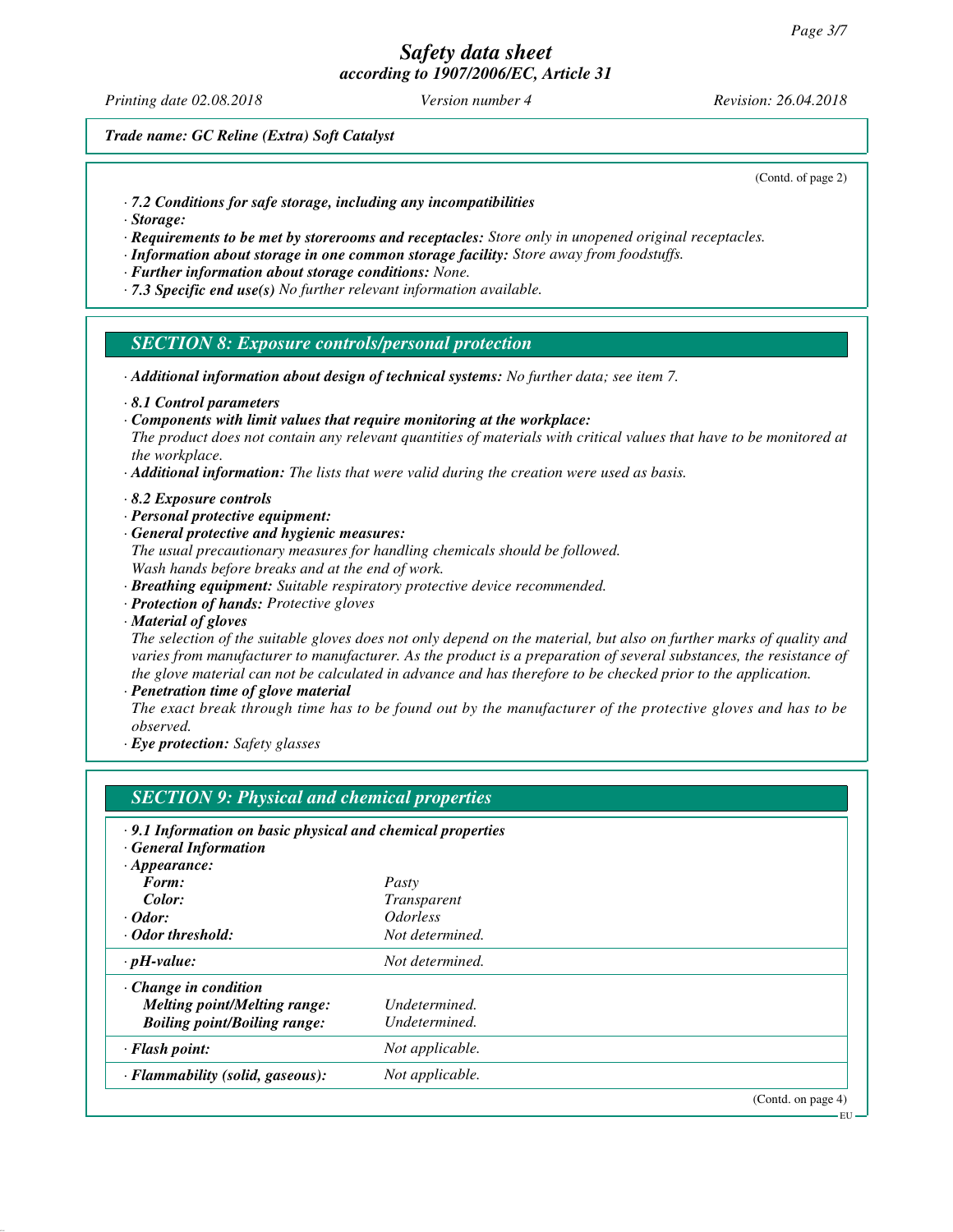*Trade name: GC Reline (Extra) Soft Catalyst*

(Contd. of page 2)

· ***7.2 Conditions for safe storage, including any incompatibilities***
· ***Storage:***
· ***Requirements to be met by storerooms and receptacles:*** *Store only in unopened original receptacles.*
· ***Information about storage in one common storage facility:*** *Store away from foodstuffs.*
· ***Further information about storage conditions:*** *None.*
· ***7.3 Specific end use(s)*** *No further relevant information available.*

## SECTION 8: Exposure controls/personal protection

· ***Additional information about design of technical systems:*** *No further data; see item 7.*

· ***8.1 Control parameters***
· ***Components with limit values that require monitoring at the workplace:***
*The product does not contain any relevant quantities of materials with critical values that have to be monitored at the workplace.*
· ***Additional information:*** *The lists that were valid during the creation were used as basis.*

· ***8.2 Exposure controls***
· ***Personal protective equipment:***
· ***General protective and hygienic measures:***
*The usual precautionary measures for handling chemicals should be followed.*
*Wash hands before breaks and at the end of work.*
· ***Breathing equipment:*** *Suitable respiratory protective device recommended.*
· ***Protection of hands:*** *Protective gloves*
· ***Material of gloves***
*The selection of the suitable gloves does not only depend on the material, but also on further marks of quality and varies from manufacturer to manufacturer. As the product is a preparation of several substances, the resistance of the glove material can not be calculated in advance and has therefore to be checked prior to the application.*
· ***Penetration time of glove material***
*The exact break through time has to be found out by the manufacturer of the protective gloves and has to be observed.*
· ***Eye protection:*** *Safety glasses*

## SECTION 9: Physical and chemical properties

| | |
|---|---|
| · ***9.1 Information on basic physical and chemical properties*** | |
| · ***General Information*** | |
| · ***Appearance:*** | |
| ***Form:*** | *Pasty* |
| ***Color:*** | *Transparent* |
| · ***Odor:*** | *Odorless* |
| · ***Odor threshold:*** | *Not determined.* |
| · ***pH-value:*** | *Not determined.* |
| · ***Change in condition*** | |
| ***Melting point/Melting range:*** | *Undetermined.* |
| ***Boiling point/Boiling range:*** | *Undetermined.* |
| · ***Flash point:*** | *Not applicable.* |
| · ***Flammability (solid, gaseous):*** | *Not applicable.* |

(Contd. on page 4)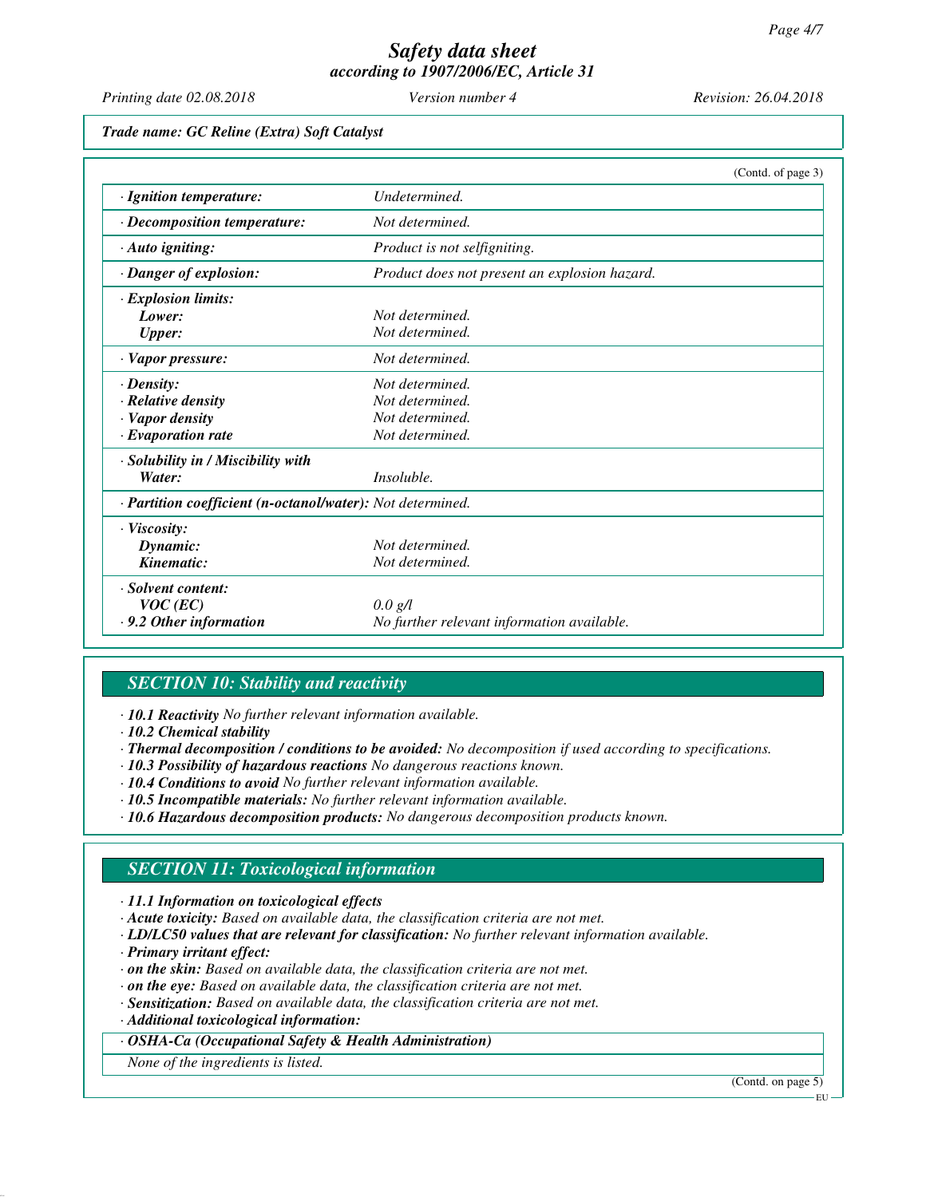# Safety data sheet
## according to 1907/2006/EC, Article 31

Printing date 02.08.2018 | Version number 4 | Revision: 26.04.2018

**Trade name: GC Reline (Extra) Soft Catalyst**

(Contd. of page 3)

| | |
|---|---|
| · **Ignition temperature:** | Undetermined. |
| · **Decomposition temperature:** | Not determined. |
| · **Auto igniting:** | Product is not selfigniting. |
| · **Danger of explosion:** | Product does not present an explosion hazard. |
| · **Explosion limits:** | |
| **Lower:** | Not determined. |
| **Upper:** | Not determined. |
| · **Vapor pressure:** | Not determined. |
| · **Density:** | Not determined. |
| · **Relative density** | Not determined. |
| · **Vapor density** | Not determined. |
| · **Evaporation rate** | Not determined. |
| · **Solubility in / Miscibility with** | |
| **Water:** | Insoluble. |
| · **Partition coefficient (n-octanol/water):** | Not determined. |
| · **Viscosity:** | |
| **Dynamic:** | Not determined. |
| **Kinematic:** | Not determined. |
| · **Solvent content:** | |
| **VOC (EC)** | 0.0 g/l |
| · **9.2 Other information** | No further relevant information available. |

## SECTION 10: Stability and reactivity

· **10.1 Reactivity** No further relevant information available.
· **10.2 Chemical stability**
· **Thermal decomposition / conditions to be avoided:** No decomposition if used according to specifications.
· **10.3 Possibility of hazardous reactions** No dangerous reactions known.
· **10.4 Conditions to avoid** No further relevant information available.
· **10.5 Incompatible materials:** No further relevant information available.
· **10.6 Hazardous decomposition products:** No dangerous decomposition products known.

## SECTION 11: Toxicological information

· **11.1 Information on toxicological effects**
· **Acute toxicity:** Based on available data, the classification criteria are not met.
· **LD/LC50 values that are relevant for classification:** No further relevant information available.
· **Primary irritant effect:**
· **on the skin:** Based on available data, the classification criteria are not met.
· **on the eye:** Based on available data, the classification criteria are not met.
· **Sensitization:** Based on available data, the classification criteria are not met.
· **Additional toxicological information:**

· **OSHA-Ca (Occupational Safety & Health Administration)**

None of the ingredients is listed.

(Contd. on page 5)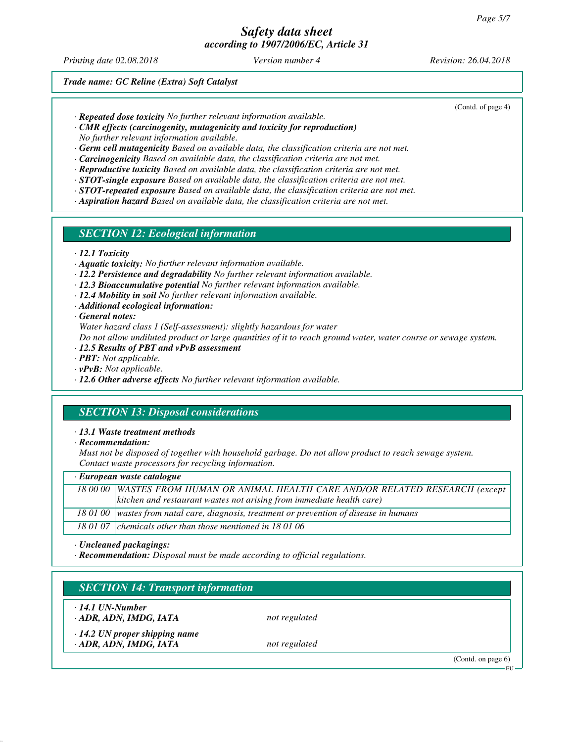*Trade name: GC Reline (Extra) Soft Catalyst*

(Contd. of page 4)

· ***Repeated dose toxicity*** *No further relevant information available.*
· ***CMR effects (carcinogenity, mutagenicity and toxicity for reproduction)***
*No further relevant information available.*
· ***Germ cell mutagenicity*** *Based on available data, the classification criteria are not met.*
· ***Carcinogenicity*** *Based on available data, the classification criteria are not met.*
· ***Reproductive toxicity*** *Based on available data, the classification criteria are not met.*
· ***STOT-single exposure*** *Based on available data, the classification criteria are not met.*
· ***STOT-repeated exposure*** *Based on available data, the classification criteria are not met.*
· ***Aspiration hazard*** *Based on available data, the classification criteria are not met.*

## *SECTION 12: Ecological information*

· ***12.1 Toxicity***
· ***Aquatic toxicity:*** *No further relevant information available.*
· ***12.2 Persistence and degradability*** *No further relevant information available.*
· ***12.3 Bioaccumulative potential*** *No further relevant information available.*
· ***12.4 Mobility in soil*** *No further relevant information available.*
· ***Additional ecological information:***
· ***General notes:***
*Water hazard class 1 (Self-assessment): slightly hazardous for water*
*Do not allow undiluted product or large quantities of it to reach ground water, water course or sewage system.*
· ***12.5 Results of PBT and vPvB assessment***
· ***PBT:*** *Not applicable.*
· ***vPvB:*** *Not applicable.*
· ***12.6 Other adverse effects*** *No further relevant information available.*

## *SECTION 13: Disposal considerations*

· ***13.1 Waste treatment methods***
· ***Recommendation:***
*Must not be disposed of together with household garbage. Do not allow product to reach sewage system.*
*Contact waste processors for recycling information.*

| · ***European waste catalogue*** | |
|---|---|
| *18 00 00* | *WASTES FROM HUMAN OR ANIMAL HEALTH CARE AND/OR RELATED RESEARCH (except kitchen and restaurant wastes not arising from immediate health care)* |
| *18 01 00* | *wastes from natal care, diagnosis, treatment or prevention of disease in humans* |
| *18 01 07* | *chemicals other than those mentioned in 18 01 06* |

· ***Uncleaned packagings:***
· ***Recommendation:*** *Disposal must be made according to official regulations.*

## *SECTION 14: Transport information*

| | |
|---|---|
| · ***14.1 UN-Number*** <br> · ***ADR, ADN, IMDG, IATA*** | *not regulated* |
| · ***14.2 UN proper shipping name*** <br> · ***ADR, ADN, IMDG, IATA*** | *not regulated* |

(Contd. on page 6)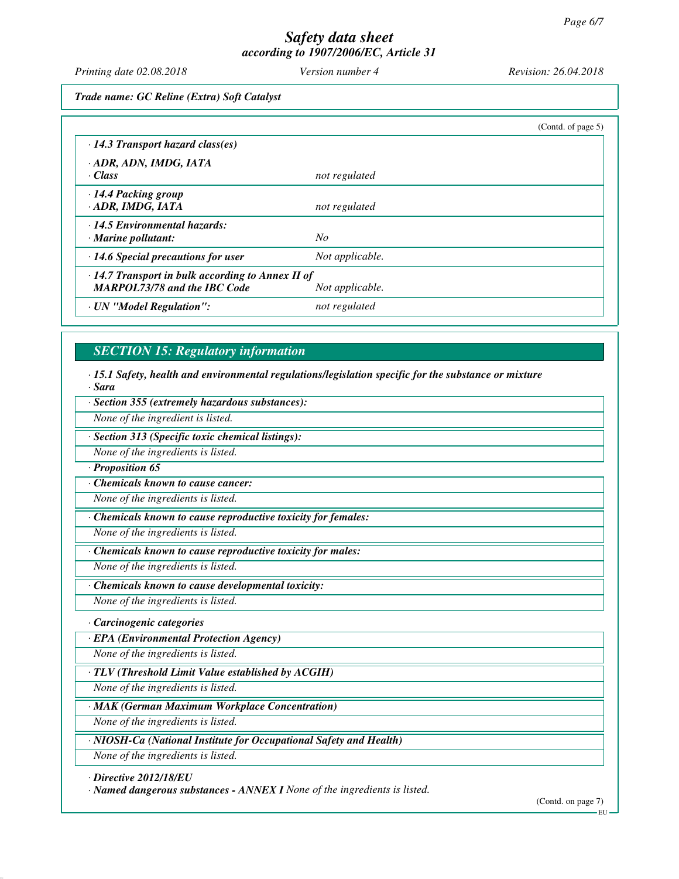*Trade name: GC Reline (Extra) Soft Catalyst*

(Contd. of page 5)

| | |
|---|---|
| **· 14.3 Transport hazard class(es)** | |
| **· ADR, ADN, IMDG, IATA** | |
| **· Class** | *not regulated* |
| **· 14.4 Packing group** | |
| **· ADR, IMDG, IATA** | *not regulated* |
| **· 14.5 Environmental hazards:** | |
| **· Marine pollutant:** | *No* |
| **· 14.6 Special precautions for user** | *Not applicable.* |
| **· 14.7 Transport in bulk according to Annex II of MARPOL73/78 and the IBC Code** | *Not applicable.* |
| **· UN "Model Regulation":** | *not regulated* |

## SECTION 15: Regulatory information

**· 15.1 Safety, health and environmental regulations/legislation specific for the substance or mixture**

**· Sara**

**· Section 355 (extremely hazardous substances):**

*None of the ingredient is listed.*

**· Section 313 (Specific toxic chemical listings):**

*None of the ingredients is listed.*

**· Proposition 65**

**· Chemicals known to cause cancer:**

*None of the ingredients is listed.*

**· Chemicals known to cause reproductive toxicity for females:**

*None of the ingredients is listed.*

**· Chemicals known to cause reproductive toxicity for males:**

*None of the ingredients is listed.*

**· Chemicals known to cause developmental toxicity:**

*None of the ingredients is listed.*

**· Carcinogenic categories**

**· EPA (Environmental Protection Agency)**

*None of the ingredients is listed.*

**· TLV (Threshold Limit Value established by ACGIH)**

*None of the ingredients is listed.*

**· MAK (German Maximum Workplace Concentration)**

*None of the ingredients is listed.*

**· NIOSH-Ca (National Institute for Occupational Safety and Health)**

*None of the ingredients is listed.*

**· Directive 2012/18/EU**

**· Named dangerous substances - ANNEX I** *None of the ingredients is listed.*

(Contd. on page 7)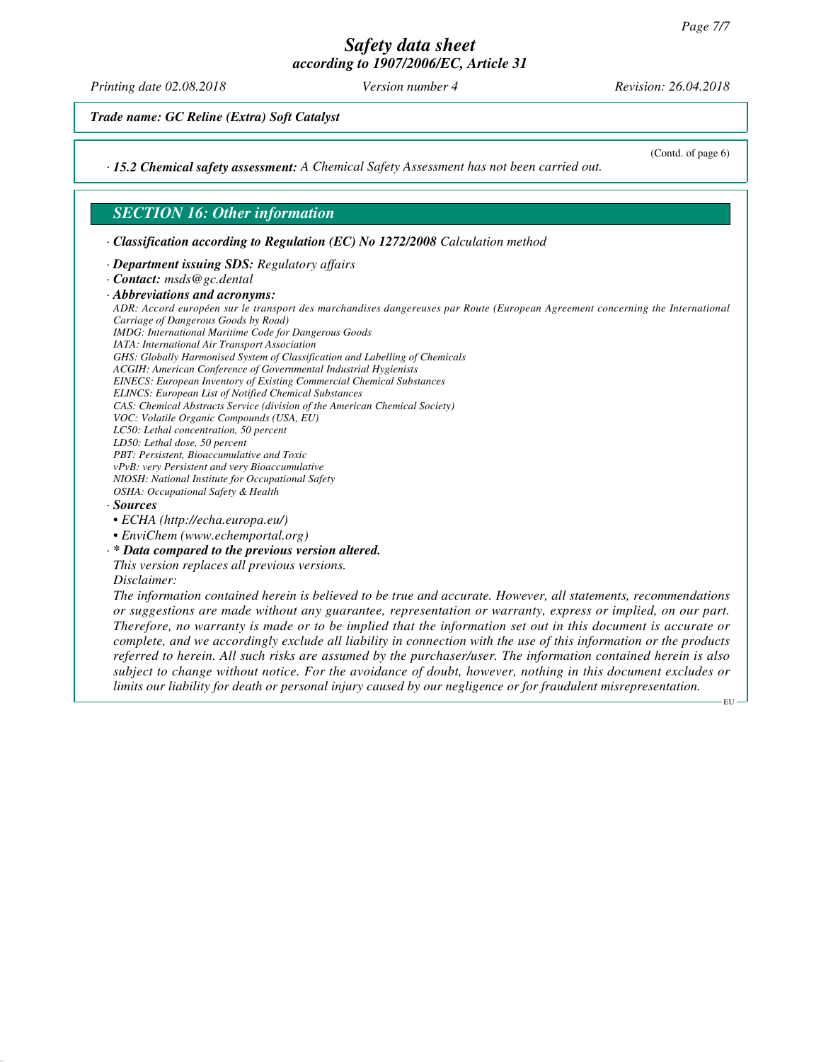*(Contd. of page 6)*

· ***15.2 Chemical safety assessment:*** *A Chemical Safety Assessment has not been carried out.*

## *SECTION 16: Other information*

· ***Classification according to Regulation (EC) No 1272/2008*** *Calculation method*

· ***Department issuing SDS:*** *Regulatory affairs*
· ***Contact:*** *msds@gc.dental*
· ***Abbreviations and acronyms:***
*ADR: Accord européen sur le transport des marchandises dangereuses par Route (European Agreement concerning the International Carriage of Dangerous Goods by Road)*
*IMDG: International Maritime Code for Dangerous Goods*
*IATA: International Air Transport Association*
*GHS: Globally Harmonised System of Classification and Labelling of Chemicals*
*ACGIH: American Conference of Governmental Industrial Hygienists*
*EINECS: European Inventory of Existing Commercial Chemical Substances*
*ELINCS: European List of Notified Chemical Substances*
*CAS: Chemical Abstracts Service (division of the American Chemical Society)*
*VOC: Volatile Organic Compounds (USA, EU)*
*LC50: Lethal concentration, 50 percent*
*LD50: Lethal dose, 50 percent*
*PBT: Persistent, Bioaccumulative and Toxic*
*vPvB: very Persistent and very Bioaccumulative*
*NIOSH: National Institute for Occupational Safety*
*OSHA: Occupational Safety & Health*
· ***Sources***
- *ECHA (http://echa.europa.eu/)*
- *EnviChem (www.echemportal.org)*

· ***\* Data compared to the previous version altered.***
*This version replaces all previous versions.*
*Disclaimer:*
*The information contained herein is believed to be true and accurate. However, all statements, recommendations or suggestions are made without any guarantee, representation or warranty, express or implied, on our part. Therefore, no warranty is made or to be implied that the information set out in this document is accurate or complete, and we accordingly exclude all liability in connection with the use of this information or the products referred to herein. All such risks are assumed by the purchaser/user. The information contained herein is also subject to change without notice. For the avoidance of doubt, however, nothing in this document excludes or limits our liability for death or personal injury caused by our negligence or for fraudulent misrepresentation.*

EU